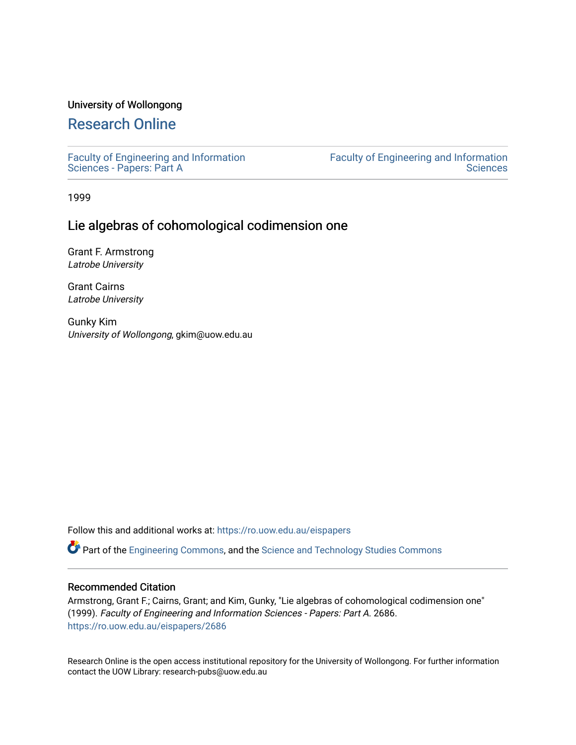University of Wollongong

# Research Online

Faculty of Engineering and Information Sciences - Papers: Part A

Faculty of Engineering and Information Sciences

1999

## Lie algebras of cohomological codimension one

Grant F. Armstrong
*Latrobe University*

Grant Cairns
*Latrobe University*

Gunky Kim
*University of Wollongong*, gkim@uow.edu.au

Follow this and additional works at: https://ro.uow.edu.au/eispapers

Part of the Engineering Commons, and the Science and Technology Studies Commons

### Recommended Citation

Armstrong, Grant F.; Cairns, Grant; and Kim, Gunky, "Lie algebras of cohomological codimension one" (1999). *Faculty of Engineering and Information Sciences - Papers: Part A*. 2686.
https://ro.uow.edu.au/eispapers/2686

Research Online is the open access institutional repository for the University of Wollongong. For further information contact the UOW Library: research-pubs@uow.edu.au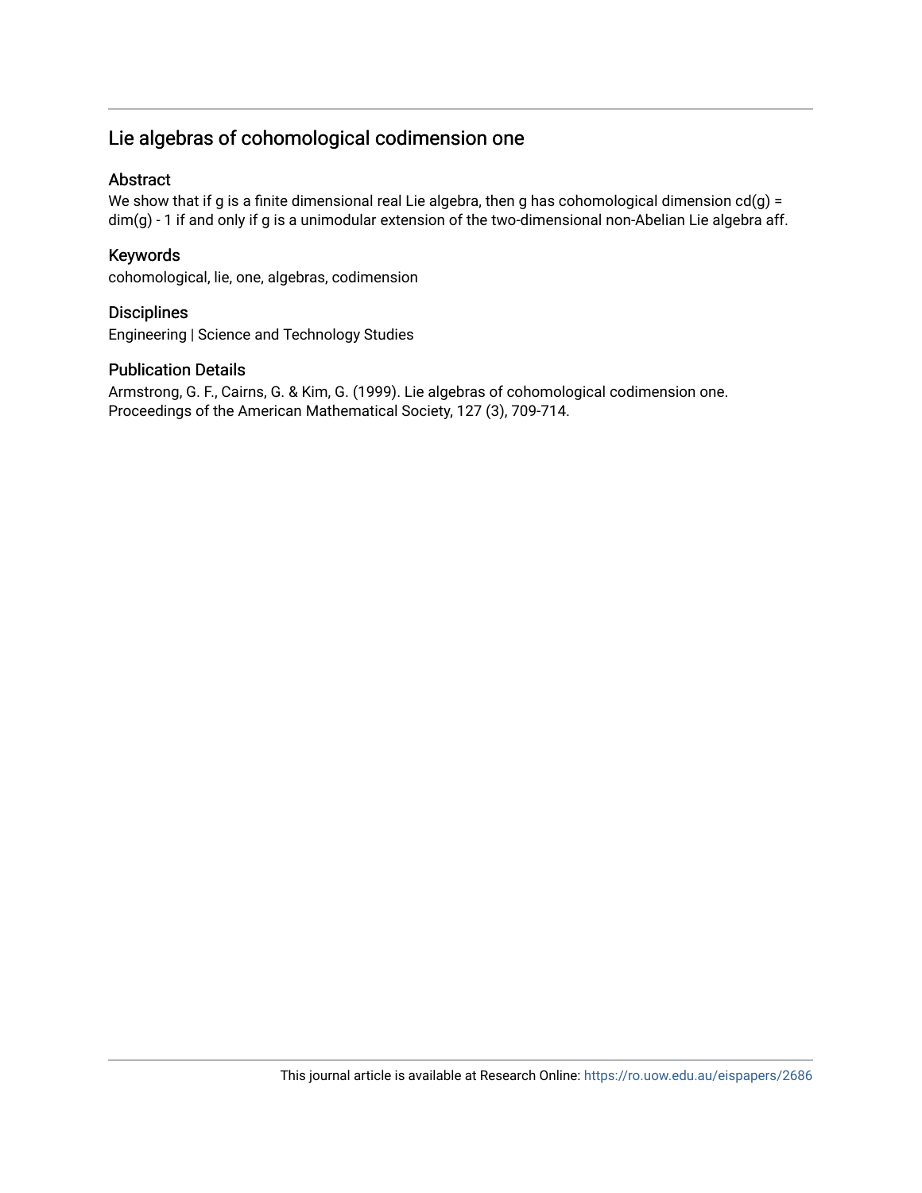## Lie algebras of cohomological codimension one

### Abstract

We show that if g is a finite dimensional real Lie algebra, then g has cohomological dimension cd(g) = dim(g) - 1 if and only if g is a unimodular extension of the two-dimensional non-Abelian Lie algebra aff.

### Keywords

cohomological, lie, one, algebras, codimension

### Disciplines

Engineering | Science and Technology Studies

### Publication Details

Armstrong, G. F., Cairns, G. & Kim, G. (1999). Lie algebras of cohomological codimension one. Proceedings of the American Mathematical Society, 127 (3), 709-714.

This journal article is available at Research Online: https://ro.uow.edu.au/eispapers/2686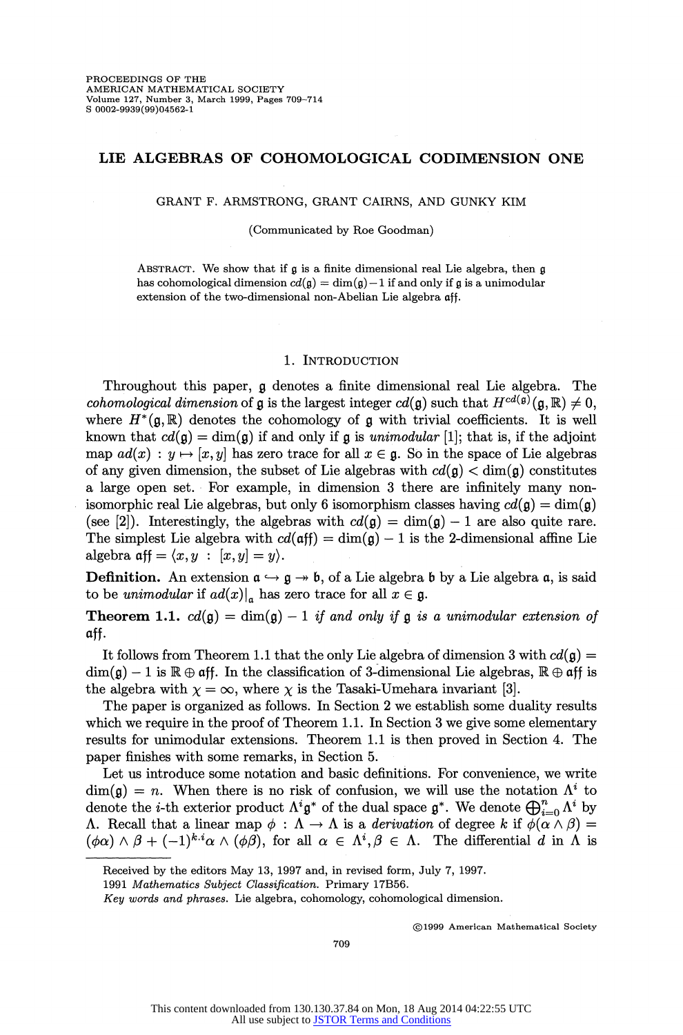PROCEEDINGS OF THE AMERICAN MATHEMATICAL SOCIETY
Volume 127, Number 3, March 1999, Pages 709–714
S 0002-9939(99)04562-1

# LIE ALGEBRAS OF COHOMOLOGICAL CODIMENSION ONE

GRANT F. ARMSTRONG, GRANT CAIRNS, AND GUNKY KIM

(Communicated by Roe Goodman)

Abstract. We show that if $\mathfrak{g}$ is a finite dimensional real Lie algebra, then $\mathfrak{g}$ has cohomological dimension $cd(\mathfrak{g}) = \dim(\mathfrak{g}) - 1$ if and only if $\mathfrak{g}$ is a unimodular extension of the two-dimensional non-Abelian Lie algebra $\mathfrak{aff}$.

## 1. Introduction

Throughout this paper, $\mathfrak{g}$ denotes a finite dimensional real Lie algebra. The *cohomological dimension* of $\mathfrak{g}$ is the largest integer $cd(\mathfrak{g})$ such that $H^{cd(\mathfrak{g})}(\mathfrak{g}, \mathbb{R}) \neq 0$, where $H^*(\mathfrak{g}, \mathbb{R})$ denotes the cohomology of $\mathfrak{g}$ with trivial coefficients. It is well known that $cd(\mathfrak{g}) = \dim(\mathfrak{g})$ if and only if $\mathfrak{g}$ is *unimodular* [1]; that is, if the adjoint map $ad(x) : y \mapsto [x, y]$ has zero trace for all $x \in \mathfrak{g}$. So in the space of Lie algebras of any given dimension, the subset of Lie algebras with $cd(\mathfrak{g}) < \dim(\mathfrak{g})$ constitutes a large open set. For example, in dimension 3 there are infinitely many non-isomorphic real Lie algebras, but only 6 isomorphism classes having $cd(\mathfrak{g}) = \dim(\mathfrak{g})$ (see [2]). Interestingly, the algebras with $cd(\mathfrak{g}) = \dim(\mathfrak{g}) - 1$ are also quite rare. The simplest Lie algebra with $cd(\mathfrak{aff}) = \dim(\mathfrak{g}) - 1$ is the 2-dimensional affine Lie algebra $\mathfrak{aff} = \langle x, y \ : \ [x, y] = y \rangle$.

**Definition.** An extension $\mathfrak{a} \hookrightarrow \mathfrak{g} \twoheadrightarrow \mathfrak{b}$, of a Lie algebra $\mathfrak{b}$ by a Lie algebra $\mathfrak{a}$, is said to be *unimodular* if $ad(x)|_{\mathfrak{a}}$ has zero trace for all $x \in \mathfrak{g}$.

**Theorem 1.1.** *$cd(\mathfrak{g}) = \dim(\mathfrak{g}) - 1$ if and only if $\mathfrak{g}$ is a unimodular extension of $\mathfrak{aff}$.*

It follows from Theorem 1.1 that the only Lie algebra of dimension 3 with $cd(\mathfrak{g}) = \dim(\mathfrak{g}) - 1$ is $\mathbb{R} \oplus \mathfrak{aff}$. In the classification of 3-dimensional Lie algebras, $\mathbb{R} \oplus \mathfrak{aff}$ is the algebra with $\chi = \infty$, where $\chi$ is the Tasaki-Umehara invariant [3].

The paper is organized as follows. In Section 2 we establish some duality results which we require in the proof of Theorem 1.1. In Section 3 we give some elementary results for unimodular extensions. Theorem 1.1 is then proved in Section 4. The paper finishes with some remarks, in Section 5.

Let us introduce some notation and basic definitions. For convenience, we write $\dim(\mathfrak{g}) = n$. When there is no risk of confusion, we will use the notation $\Lambda^i$ to denote the $i$-th exterior product $\Lambda^i \mathfrak{g}^*$ of the dual space $\mathfrak{g}^*$. We denote $\bigoplus_{i=0}^{n} \Lambda^i$ by $\Lambda$. Recall that a linear map $\phi : \Lambda \to \Lambda$ is a *derivation* of degree $k$ if $\phi(\alpha \wedge \beta) = (\phi\alpha) \wedge \beta + (-1)^{k.i} \alpha \wedge (\phi\beta)$, for all $\alpha \in \Lambda^i, \beta \in \Lambda$. The differential $d$ in $\Lambda$ is

---

Received by the editors May 13, 1997 and, in revised form, July 7, 1997.

1991 *Mathematics Subject Classification.* Primary 17B56.

*Key words and phrases.* Lie algebra, cohomology, cohomological dimension.

©1999 American Mathematical Society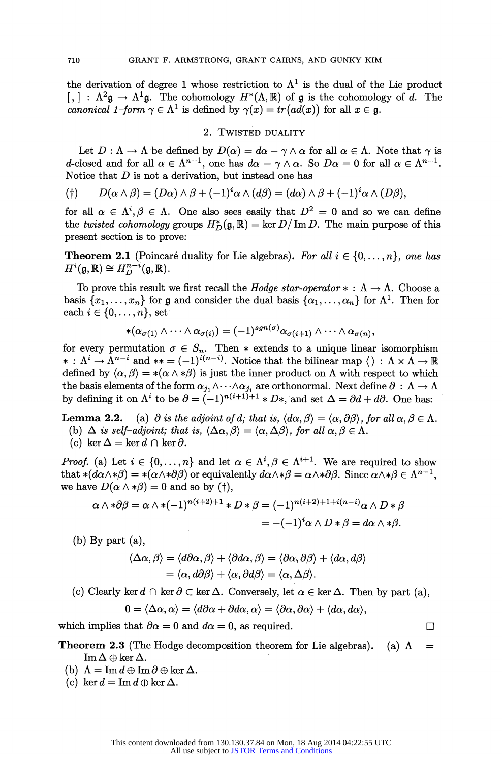the derivation of degree 1 whose restriction to $\Lambda^1$ is the dual of the Lie product $[\,,\,] : \Lambda^2\mathfrak{g} \to \Lambda^1\mathfrak{g}$. The cohomology $H^*(\Lambda, \mathbb{R})$ of $\mathfrak{g}$ is the cohomology of $d$. The *canonical 1-form* $\gamma \in \Lambda^1$ is defined by $\gamma(x) = tr\big(ad(x)\big)$ for all $x \in \mathfrak{g}$.

## 2. Twisted duality

Let $D : \Lambda \to \Lambda$ be defined by $D(\alpha) = d\alpha - \gamma \wedge \alpha$ for all $\alpha \in \Lambda$. Note that $\gamma$ is $d$-closed and for all $\alpha \in \Lambda^{n-1}$, one has $d\alpha = \gamma \wedge \alpha$. So $D\alpha = 0$ for all $\alpha \in \Lambda^{n-1}$. Notice that $D$ is not a derivation, but instead one has

$$(\dagger) \qquad D(\alpha \wedge \beta) = (D\alpha) \wedge \beta + (-1)^i \alpha \wedge (d\beta) = (d\alpha) \wedge \beta + (-1)^i \alpha \wedge (D\beta),$$

for all $\alpha \in \Lambda^i, \beta \in \Lambda$. One also sees easily that $D^2 = 0$ and so we can define the *twisted cohomology* groups $H_D^*(\mathfrak{g}, \mathbb{R}) = \ker D / \operatorname{Im} D$. The main purpose of this present section is to prove:

**Theorem 2.1** (Poincaré duality for Lie algebras). *For all $i \in \{0, \ldots, n\}$, one has $H^i(\mathfrak{g}, \mathbb{R}) \cong H_D^{n-i}(\mathfrak{g}, \mathbb{R})$.*

To prove this result we first recall the *Hodge star-operator* $* : \Lambda \to \Lambda$. Choose a basis $\{x_1, \ldots, x_n\}$ for $\mathfrak{g}$ and consider the dual basis $\{\alpha_1, \ldots, \alpha_n\}$ for $\Lambda^1$. Then for each $i \in \{0, \ldots, n\}$, set

$$*(\alpha_{\sigma(1)} \wedge \cdots \wedge \alpha_{\sigma(i)}) = (-1)^{sgn(\sigma)} \alpha_{\sigma(i+1)} \wedge \cdots \wedge \alpha_{\sigma(n)},$$

for every permutation $\sigma \in S_n$. Then $*$ extends to a unique linear isomorphism $* : \Lambda^i \to \Lambda^{n-i}$ and $** = (-1)^{i(n-i)}$. Notice that the bilinear map $\langle\,\rangle : \Lambda \times \Lambda \to \mathbb{R}$ defined by $\langle \alpha, \beta \rangle = *(\alpha \wedge *\beta)$ is just the inner product on $\Lambda$ with respect to which the basis elements of the form $\alpha_{j_1} \wedge \cdots \wedge \alpha_{j_i}$ are orthonormal. Next define $\partial : \Lambda \to \Lambda$ by defining it on $\Lambda^i$ to be $\partial = (-1)^{n(i+1)+1} * D *$, and set $\Delta = \partial d + d\partial$. One has:

**Lemma 2.2.** (a) *$\partial$ is the adjoint of $d$; that is, $\langle d\alpha, \beta \rangle = \langle \alpha, \partial\beta \rangle$, for all $\alpha, \beta \in \Lambda$.*
(b) *$\Delta$ is self-adjoint; that is, $\langle \Delta\alpha, \beta \rangle = \langle \alpha, \Delta\beta \rangle$, for all $\alpha, \beta \in \Lambda$.*
(c) $\ker \Delta = \ker d \cap \ker \partial$.

*Proof.* (a) Let $i \in \{0, \ldots, n\}$ and let $\alpha \in \Lambda^i, \beta \in \Lambda^{i+1}$. We are required to show that $*(d\alpha \wedge *\beta) = *(\alpha \wedge *\partial\beta)$ or equivalently $d\alpha \wedge *\beta = \alpha \wedge *\partial\beta$. Since $\alpha \wedge *\beta \in \Lambda^{n-1}$, we have $D(\alpha \wedge *\beta) = 0$ and so by $(\dagger)$,

$$\begin{aligned}\alpha \wedge *\partial\beta = \alpha \wedge *(-1)^{n(i+2)+1} * D * \beta &= (-1)^{n(i+2)+1+i(n-i)} \alpha \wedge D * \beta \\ &= -(-1)^i \alpha \wedge D * \beta = d\alpha \wedge *\beta.\end{aligned}$$

(b) By part (a),

$$\begin{aligned}\langle \Delta\alpha, \beta \rangle = \langle d\partial\alpha, \beta \rangle + \langle \partial d\alpha, \beta \rangle &= \langle \partial\alpha, \partial\beta \rangle + \langle d\alpha, d\beta \rangle \\ &= \langle \alpha, d\partial\beta \rangle + \langle \alpha, \partial d\beta \rangle = \langle \alpha, \Delta\beta \rangle.\end{aligned}$$

(c) Clearly $\ker d \cap \ker \partial \subset \ker \Delta$. Conversely, let $\alpha \in \ker \Delta$. Then by part (a),

$$0 = \langle \Delta\alpha, \alpha \rangle = \langle d\partial\alpha + \partial d\alpha, \alpha \rangle = \langle \partial\alpha, \partial\alpha \rangle + \langle d\alpha, d\alpha \rangle,$$

which implies that $\partial\alpha = 0$ and $d\alpha = 0$, as required. $\square$

**Theorem 2.3** (The Hodge decomposition theorem for Lie algebras). (a) $\Lambda = \operatorname{Im} \Delta \oplus \ker \Delta$.
(b) $\Lambda = \operatorname{Im} d \oplus \operatorname{Im} \partial \oplus \ker \Delta$.
(c) $\ker d = \operatorname{Im} d \oplus \ker \Delta$.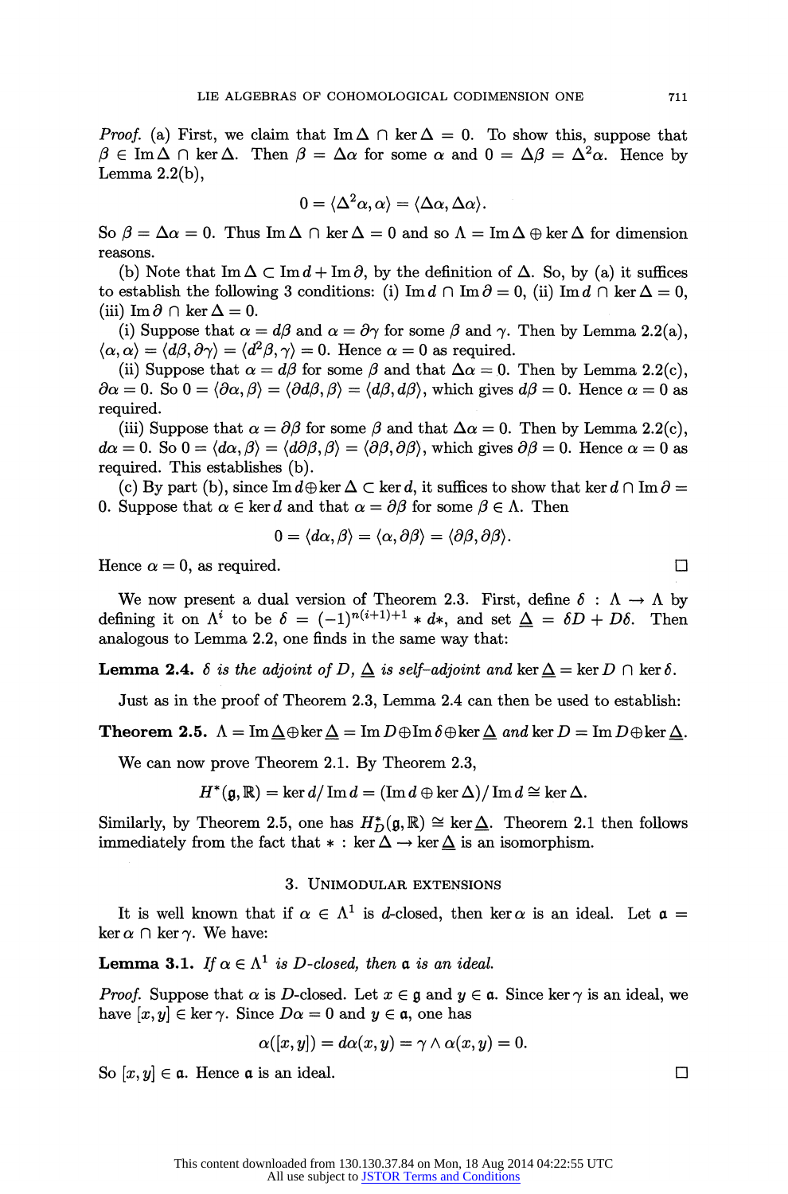*Proof.* (a) First, we claim that $\operatorname{Im}\Delta \cap \ker\Delta = 0$. To show this, suppose that $\beta \in \operatorname{Im}\Delta \cap \ker\Delta$. Then $\beta = \Delta\alpha$ for some $\alpha$ and $0 = \Delta\beta = \Delta^2\alpha$. Hence by Lemma 2.2(b),

$$0 = \langle \Delta^2\alpha, \alpha\rangle = \langle \Delta\alpha, \Delta\alpha\rangle.$$

So $\beta = \Delta\alpha = 0$. Thus $\operatorname{Im}\Delta \cap \ker\Delta = 0$ and so $\Lambda = \operatorname{Im}\Delta \oplus \ker\Delta$ for dimension reasons.

(b) Note that $\operatorname{Im}\Delta \subset \operatorname{Im} d + \operatorname{Im}\partial$, by the definition of $\Delta$. So, by (a) it suffices to establish the following 3 conditions: (i) $\operatorname{Im} d \cap \operatorname{Im}\partial = 0$, (ii) $\operatorname{Im} d \cap \ker\Delta = 0$, (iii) $\operatorname{Im}\partial \cap \ker\Delta = 0$.

(i) Suppose that $\alpha = d\beta$ and $\alpha = \partial\gamma$ for some $\beta$ and $\gamma$. Then by Lemma 2.2(a), $\langle\alpha, \alpha\rangle = \langle d\beta, \partial\gamma\rangle = \langle d^2\beta, \gamma\rangle = 0$. Hence $\alpha = 0$ as required.

(ii) Suppose that $\alpha = d\beta$ for some $\beta$ and that $\Delta\alpha = 0$. Then by Lemma 2.2(c), $\partial\alpha = 0$. So $0 = \langle\partial\alpha, \beta\rangle = \langle\partial d\beta, \beta\rangle = \langle d\beta, d\beta\rangle$, which gives $d\beta = 0$. Hence $\alpha = 0$ as required.

(iii) Suppose that $\alpha = \partial\beta$ for some $\beta$ and that $\Delta\alpha = 0$. Then by Lemma 2.2(c), $d\alpha = 0$. So $0 = \langle d\alpha, \beta\rangle = \langle d\partial\beta, \beta\rangle = \langle\partial\beta, \partial\beta\rangle$, which gives $\partial\beta = 0$. Hence $\alpha = 0$ as required. This establishes (b).

(c) By part (b), since $\operatorname{Im} d \oplus \ker\Delta \subset \ker d$, it suffices to show that $\ker d \cap \operatorname{Im}\partial = 0$. Suppose that $\alpha \in \ker d$ and that $\alpha = \partial\beta$ for some $\beta \in \Lambda$. Then

$$0 = \langle d\alpha, \beta\rangle = \langle\alpha, \partial\beta\rangle = \langle\partial\beta, \partial\beta\rangle.$$

Hence $\alpha = 0$, as required. $\square$

We now present a dual version of Theorem 2.3. First, define $\delta : \Lambda \to \Lambda$ by defining it on $\Lambda^i$ to be $\delta = (-1)^{n(i+1)+1} * d*$, and set $\underline{\Delta} = \delta D + D\delta$. Then analogous to Lemma 2.2, one finds in the same way that:

**Lemma 2.4.** *$\delta$ is the adjoint of $D$, $\underline{\Delta}$ is self-adjoint and $\ker\underline{\Delta} = \ker D \cap \ker\delta$.*

Just as in the proof of Theorem 2.3, Lemma 2.4 can then be used to establish:

**Theorem 2.5.** $\Lambda = \operatorname{Im}\underline{\Delta} \oplus \ker\underline{\Delta} = \operatorname{Im} D \oplus \operatorname{Im}\delta \oplus \ker\underline{\Delta}$ *and* $\ker D = \operatorname{Im} D \oplus \ker\underline{\Delta}$.

We can now prove Theorem 2.1. By Theorem 2.3,

$$H^*(\mathfrak{g}, \mathbb{R}) = \ker d / \operatorname{Im} d = (\operatorname{Im} d \oplus \ker\Delta)/\operatorname{Im} d \cong \ker\Delta.$$

Similarly, by Theorem 2.5, one has $H^*_D(\mathfrak{g}, \mathbb{R}) \cong \ker\underline{\Delta}$. Theorem 2.1 then follows immediately from the fact that $* : \ker\Delta \to \ker\underline{\Delta}$ is an isomorphism.

## 3. Unimodular extensions

It is well known that if $\alpha \in \Lambda^1$ is $d$-closed, then $\ker\alpha$ is an ideal. Let $\mathfrak{a} = \ker\alpha \cap \ker\gamma$. We have:

**Lemma 3.1.** *If $\alpha \in \Lambda^1$ is $D$-closed, then $\mathfrak{a}$ is an ideal.*

*Proof.* Suppose that $\alpha$ is $D$-closed. Let $x \in \mathfrak{g}$ and $y \in \mathfrak{a}$. Since $\ker\gamma$ is an ideal, we have $[x, y] \in \ker\gamma$. Since $D\alpha = 0$ and $y \in \mathfrak{a}$, one has

$$\alpha([x, y]) = d\alpha(x, y) = \gamma \wedge \alpha(x, y) = 0.$$

So $[x, y] \in \mathfrak{a}$. Hence $\mathfrak{a}$ is an ideal. $\square$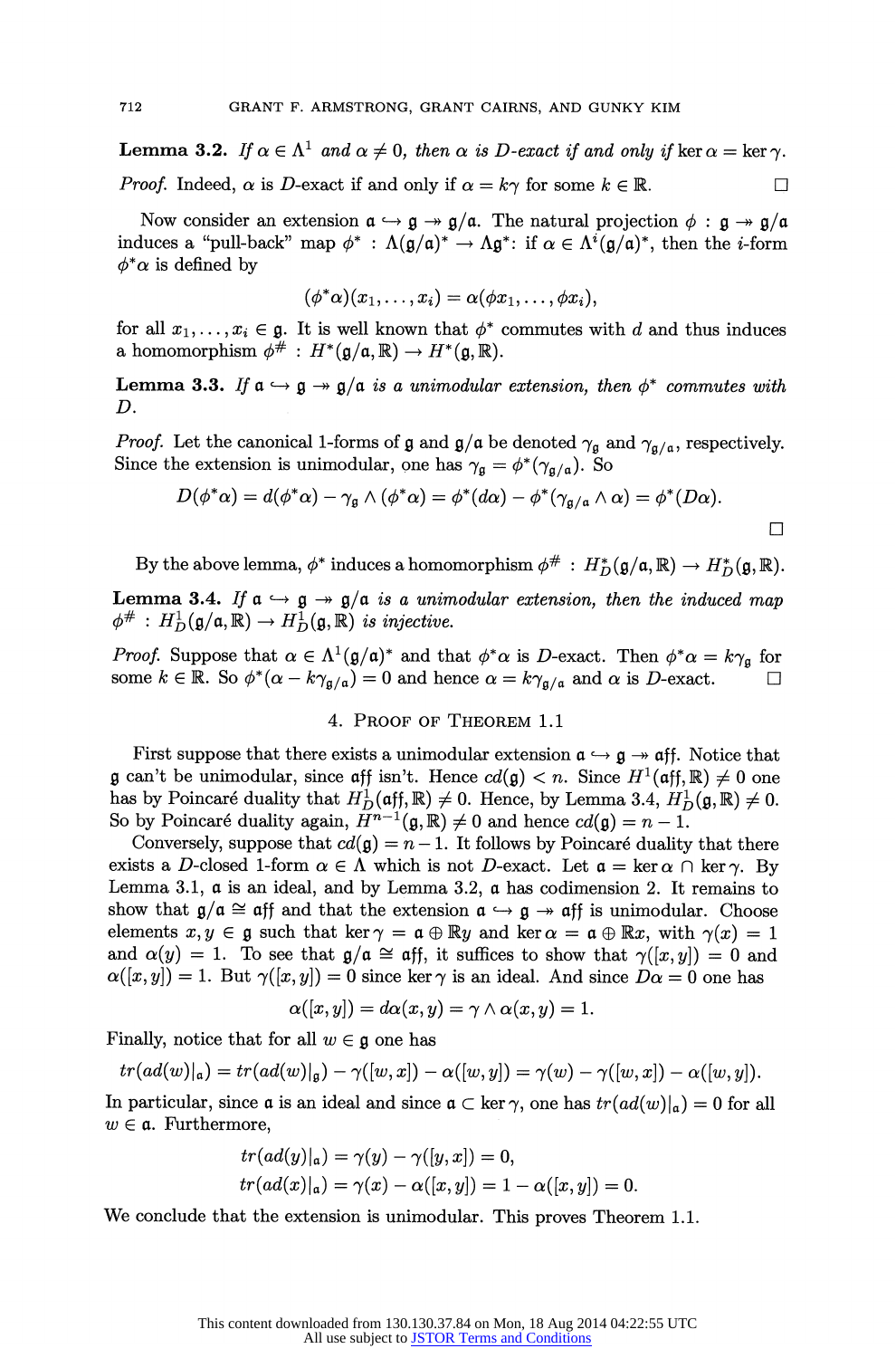**Lemma 3.2.** *If $\alpha \in \Lambda^1$ and $\alpha \neq 0$, then $\alpha$ is $D$-exact if and only if* $\ker \alpha = \ker \gamma$.

*Proof.* Indeed, $\alpha$ is $D$-exact if and only if $\alpha = k\gamma$ for some $k \in \mathbb{R}$. $\square$

Now consider an extension $\mathfrak{a} \hookrightarrow \mathfrak{g} \twoheadrightarrow \mathfrak{g}/\mathfrak{a}$. The natural projection $\phi : \mathfrak{g} \twoheadrightarrow \mathfrak{g}/\mathfrak{a}$ induces a "pull-back" map $\phi^* : \Lambda(\mathfrak{g}/\mathfrak{a})^* \to \Lambda\mathfrak{g}^*$: if $\alpha \in \Lambda^i(\mathfrak{g}/\mathfrak{a})^*$, then the $i$-form $\phi^*\alpha$ is defined by

$$(\phi^*\alpha)(x_1, \dots, x_i) = \alpha(\phi x_1, \dots, \phi x_i),$$

for all $x_1, \dots, x_i \in \mathfrak{g}$. It is well known that $\phi^*$ commutes with $d$ and thus induces a homomorphism $\phi^\# : H^*(\mathfrak{g}/\mathfrak{a}, \mathbb{R}) \to H^*(\mathfrak{g}, \mathbb{R})$.

**Lemma 3.3.** *If $\mathfrak{a} \hookrightarrow \mathfrak{g} \twoheadrightarrow \mathfrak{g}/\mathfrak{a}$ is a unimodular extension, then $\phi^*$ commutes with $D$.*

*Proof.* Let the canonical 1-forms of $\mathfrak{g}$ and $\mathfrak{g}/\mathfrak{a}$ be denoted $\gamma_\mathfrak{g}$ and $\gamma_{\mathfrak{g}/\mathfrak{a}}$, respectively. Since the extension is unimodular, one has $\gamma_\mathfrak{g} = \phi^*(\gamma_{\mathfrak{g}/\mathfrak{a}})$. So

$$D(\phi^*\alpha) = d(\phi^*\alpha) - \gamma_\mathfrak{g} \wedge (\phi^*\alpha) = \phi^*(d\alpha) - \phi^*(\gamma_{\mathfrak{g}/\mathfrak{a}} \wedge \alpha) = \phi^*(D\alpha).$$

$\square$

By the above lemma, $\phi^*$ induces a homomorphism $\phi^\# : H_D^*(\mathfrak{g}/\mathfrak{a}, \mathbb{R}) \to H_D^*(\mathfrak{g}, \mathbb{R})$.

**Lemma 3.4.** *If $\mathfrak{a} \hookrightarrow \mathfrak{g} \twoheadrightarrow \mathfrak{g}/\mathfrak{a}$ is a unimodular extension, then the induced map $\phi^\# : H_D^1(\mathfrak{g}/\mathfrak{a}, \mathbb{R}) \to H_D^1(\mathfrak{g}, \mathbb{R})$ is injective.*

*Proof.* Suppose that $\alpha \in \Lambda^1(\mathfrak{g}/\mathfrak{a})^*$ and that $\phi^*\alpha$ is $D$-exact. Then $\phi^*\alpha = k\gamma_\mathfrak{g}$ for some $k \in \mathbb{R}$. So $\phi^*(\alpha - k\gamma_{\mathfrak{g}/\mathfrak{a}}) = 0$ and hence $\alpha = k\gamma_{\mathfrak{g}/\mathfrak{a}}$ and $\alpha$ is $D$-exact. $\square$

## 4. Proof of Theorem 1.1

First suppose that there exists a unimodular extension $\mathfrak{a} \hookrightarrow \mathfrak{g} \twoheadrightarrow \mathfrak{aff}$. Notice that $\mathfrak{g}$ can't be unimodular, since $\mathfrak{aff}$ isn't. Hence $cd(\mathfrak{g}) < n$. Since $H^1(\mathfrak{aff}, \mathbb{R}) \neq 0$ one has by Poincaré duality that $H_D^1(\mathfrak{aff}, \mathbb{R}) \neq 0$. Hence, by Lemma 3.4, $H_D^1(\mathfrak{g}, \mathbb{R}) \neq 0$. So by Poincaré duality again, $H^{n-1}(\mathfrak{g}, \mathbb{R}) \neq 0$ and hence $cd(\mathfrak{g}) = n - 1$.

Conversely, suppose that $cd(\mathfrak{g}) = n-1$. It follows by Poincaré duality that there exists a $D$-closed 1-form $\alpha \in \Lambda$ which is not $D$-exact. Let $\mathfrak{a} = \ker \alpha \cap \ker \gamma$. By Lemma 3.1, $\mathfrak{a}$ is an ideal, and by Lemma 3.2, $\mathfrak{a}$ has codimension 2. It remains to show that $\mathfrak{g}/\mathfrak{a} \cong \mathfrak{aff}$ and that the extension $\mathfrak{a} \hookrightarrow \mathfrak{g} \twoheadrightarrow \mathfrak{aff}$ is unimodular. Choose elements $x, y \in \mathfrak{g}$ such that $\ker \gamma = \mathfrak{a} \oplus \mathbb{R}y$ and $\ker \alpha = \mathfrak{a} \oplus \mathbb{R}x$, with $\gamma(x) = 1$ and $\alpha(y) = 1$. To see that $\mathfrak{g}/\mathfrak{a} \cong \mathfrak{aff}$, it suffices to show that $\gamma([x,y]) = 0$ and $\alpha([x,y]) = 1$. But $\gamma([x,y]) = 0$ since $\ker \gamma$ is an ideal. And since $D\alpha = 0$ one has

$$\alpha([x,y]) = d\alpha(x,y) = \gamma \wedge \alpha(x,y) = 1.$$

Finally, notice that for all $w \in \mathfrak{g}$ one has

$$tr(ad(w)|_\mathfrak{a}) = tr(ad(w)|_\mathfrak{g}) - \gamma([w,x]) - \alpha([w,y]) = \gamma(w) - \gamma([w,x]) - \alpha([w,y]).$$

In particular, since $\mathfrak{a}$ is an ideal and since $\mathfrak{a} \subset \ker \gamma$, one has $tr(ad(w)|_\mathfrak{a}) = 0$ for all $w \in \mathfrak{a}$. Furthermore,

$$tr(ad(y)|_\mathfrak{a}) = \gamma(y) - \gamma([y,x]) = 0,$$
$$tr(ad(x)|_\mathfrak{a}) = \gamma(x) - \alpha([x,y]) = 1 - \alpha([x,y]) = 0.$$

We conclude that the extension is unimodular. This proves Theorem 1.1.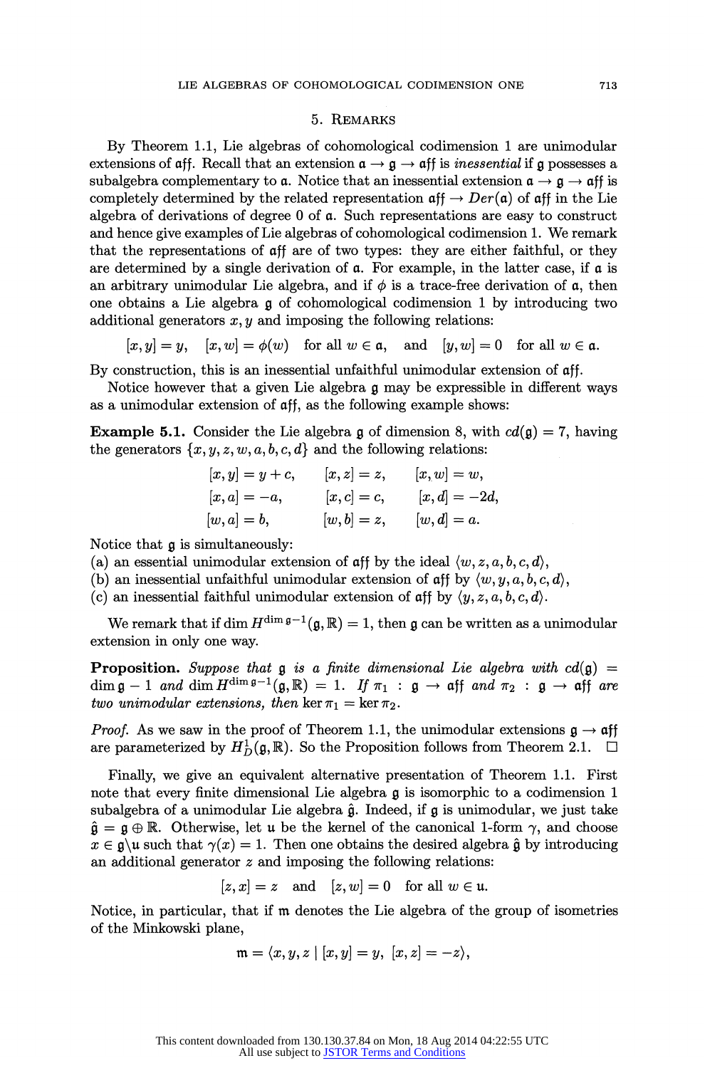## 5. Remarks

By Theorem 1.1, Lie algebras of cohomological codimension 1 are unimodular extensions of $\mathfrak{aff}$. Recall that an extension $\mathfrak{a} \to \mathfrak{g} \to \mathfrak{aff}$ is *inessential* if $\mathfrak{g}$ possesses a subalgebra complementary to $\mathfrak{a}$. Notice that an inessential extension $\mathfrak{a} \to \mathfrak{g} \to \mathfrak{aff}$ is completely determined by the related representation $\mathfrak{aff} \to Der(\mathfrak{a})$ of $\mathfrak{aff}$ in the Lie algebra of derivations of degree 0 of $\mathfrak{a}$. Such representations are easy to construct and hence give examples of Lie algebras of cohomological codimension 1. We remark that the representations of $\mathfrak{aff}$ are of two types: they are either faithful, or they are determined by a single derivation of $\mathfrak{a}$. For example, in the latter case, if $\mathfrak{a}$ is an arbitrary unimodular Lie algebra, and if $\phi$ is a trace-free derivation of $\mathfrak{a}$, then one obtains a Lie algebra $\mathfrak{g}$ of cohomological codimension 1 by introducing two additional generators $x, y$ and imposing the following relations:

$$[x,y] = y, \quad [x,w] = \phi(w) \quad \text{for all } w \in \mathfrak{a}, \quad \text{and} \quad [y,w] = 0 \quad \text{for all } w \in \mathfrak{a}.$$

By construction, this is an inessential unfaithful unimodular extension of $\mathfrak{aff}$.

Notice however that a given Lie algebra $\mathfrak{g}$ may be expressible in different ways as a unimodular extension of $\mathfrak{aff}$, as the following example shows:

**Example 5.1.** Consider the Lie algebra $\mathfrak{g}$ of dimension 8, with $cd(\mathfrak{g}) = 7$, having the generators $\{x, y, z, w, a, b, c, d\}$ and the following relations:

$$\begin{array}{lll} [x,y] = y + c, & [x,z] = z, & [x,w] = w, \\ [x,a] = -a, & [x,c] = c, & [x,d] = -2d, \\ [w,a] = b, & [w,b] = z, & [w,d] = a. \end{array}$$

Notice that $\mathfrak{g}$ is simultaneously:
(a) an essential unimodular extension of $\mathfrak{aff}$ by the ideal $\langle w, z, a, b, c, d \rangle$,
(b) an inessential unfaithful unimodular extension of $\mathfrak{aff}$ by $\langle w, y, a, b, c, d \rangle$,
(c) an inessential faithful unimodular extension of $\mathfrak{aff}$ by $\langle y, z, a, b, c, d \rangle$.

We remark that if $\dim H^{\dim \mathfrak{g} - 1}(\mathfrak{g}, \mathbb{R}) = 1$, then $\mathfrak{g}$ can be written as a unimodular extension in only one way.

**Proposition.** *Suppose that $\mathfrak{g}$ is a finite dimensional Lie algebra with $cd(\mathfrak{g}) = \dim \mathfrak{g} - 1$ and $\dim H^{\dim \mathfrak{g} - 1}(\mathfrak{g}, \mathbb{R}) = 1$. If $\pi_1 : \mathfrak{g} \to \mathfrak{aff}$ and $\pi_2 : \mathfrak{g} \to \mathfrak{aff}$ are two unimodular extensions, then $\ker \pi_1 = \ker \pi_2$.*

*Proof.* As we saw in the proof of Theorem 1.1, the unimodular extensions $\mathfrak{g} \to \mathfrak{aff}$ are parameterized by $H^1_D(\mathfrak{g}, \mathbb{R})$. So the Proposition follows from Theorem 2.1. $\square$

Finally, we give an equivalent alternative presentation of Theorem 1.1. First note that every finite dimensional Lie algebra $\mathfrak{g}$ is isomorphic to a codimension 1 subalgebra of a unimodular Lie algebra $\hat{\mathfrak{g}}$. Indeed, if $\mathfrak{g}$ is unimodular, we just take $\hat{\mathfrak{g}} = \mathfrak{g} \oplus \mathbb{R}$. Otherwise, let $\mathfrak{u}$ be the kernel of the canonical 1-form $\gamma$, and choose $x \in \mathfrak{g} \backslash \mathfrak{u}$ such that $\gamma(x) = 1$. Then one obtains the desired algebra $\hat{\mathfrak{g}}$ by introducing an additional generator $z$ and imposing the following relations:

$$[z,x] = z \quad \text{and} \quad [z,w] = 0 \quad \text{for all } w \in \mathfrak{u}.$$

Notice, in particular, that if $\mathfrak{m}$ denotes the Lie algebra of the group of isometries of the Minkowski plane,

$$\mathfrak{m} = \langle x, y, z \mid [x,y] = y, \ [x,z] = -z \rangle,$$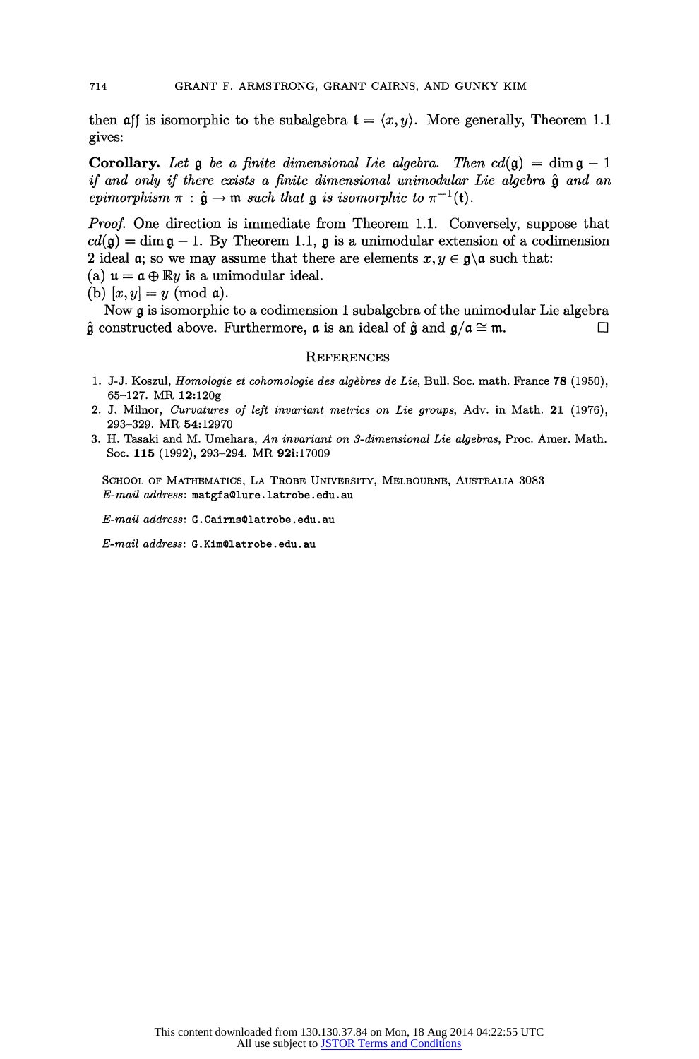then $\mathfrak{aff}$ is isomorphic to the subalgebra $\mathfrak{t} = \langle x, y \rangle$. More generally, Theorem 1.1 gives:

**Corollary.** *Let $\mathfrak{g}$ be a finite dimensional Lie algebra. Then $cd(\mathfrak{g}) = \dim \mathfrak{g} - 1$ if and only if there exists a finite dimensional unimodular Lie algebra $\hat{\mathfrak{g}}$ and an epimorphism $\pi : \hat{\mathfrak{g}} \to \mathfrak{m}$ such that $\mathfrak{g}$ is isomorphic to $\pi^{-1}(\mathfrak{t})$.*

*Proof.* One direction is immediate from Theorem 1.1. Conversely, suppose that $cd(\mathfrak{g}) = \dim \mathfrak{g} - 1$. By Theorem 1.1, $\mathfrak{g}$ is a unimodular extension of a codimension 2 ideal $\mathfrak{a}$; so we may assume that there are elements $x, y \in \mathfrak{g} \backslash \mathfrak{a}$ such that:
(a) $\mathfrak{u} = \mathfrak{a} \oplus \mathbb{R}y$ is a unimodular ideal.
(b) $[x, y] = y \pmod{\mathfrak{a}}$.

Now $\mathfrak{g}$ is isomorphic to a codimension 1 subalgebra of the unimodular Lie algebra $\hat{\mathfrak{g}}$ constructed above. Furthermore, $\mathfrak{a}$ is an ideal of $\hat{\mathfrak{g}}$ and $\mathfrak{g}/\mathfrak{a} \cong \mathfrak{m}$. □

## References

1. J-J. Koszul, *Homologie et cohomologie des algèbres de Lie*, Bull. Soc. math. France **78** (1950), 65–127. MR **12:**120g
2. J. Milnor, *Curvatures of left invariant metrics on Lie groups*, Adv. in Math. **21** (1976), 293–329. MR **54:**12970
3. H. Tasaki and M. Umehara, *An invariant on 3-dimensional Lie algebras*, Proc. Amer. Math. Soc. **115** (1992), 293–294. MR **92i:**17009

School of Mathematics, La Trobe University, Melbourne, Australia 3083
*E-mail address*: matgfa@lure.latrobe.edu.au

*E-mail address*: G.Cairns@latrobe.edu.au

*E-mail address*: G.Kim@latrobe.edu.au